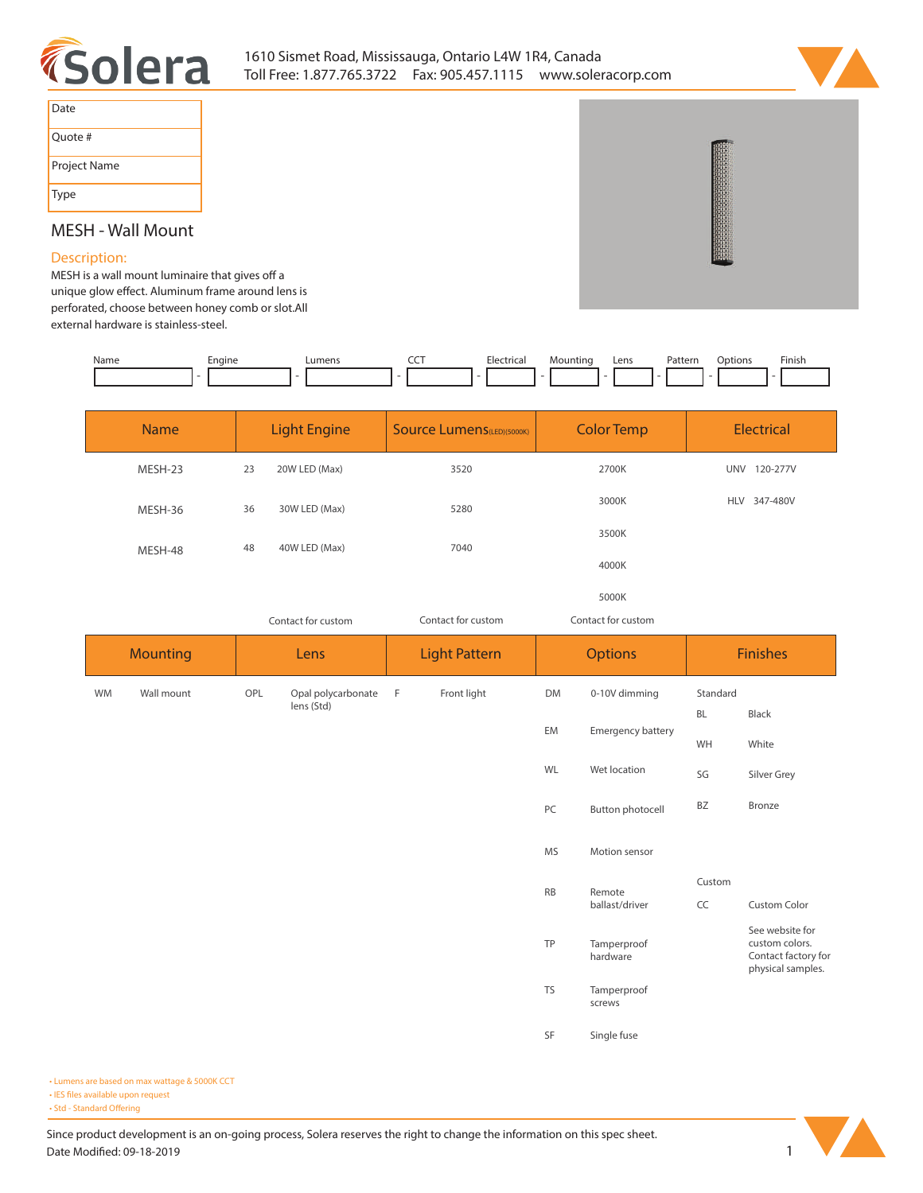1610 Sismet Road, Mississauga, Ontario L4W 1R4, Canada
Toll Free: 1.877.765.3722 Fax: 905.457.1115 www.soleracorp.com

| Date | |
|---|---|
| Quote # | |
| Project Name | |
| Type | |

# MESH - Wall Mount

## Description:

MESH is a wall mount luminaire that gives off a unique glow effect. Aluminum frame around lens is perforated, choose between honey comb or slot.All external hardware is stainless-steel.

| Name | | Engine | | Lumens | | CCT | | Electrical | | Mounting | | Lens | | Pattern | | Options | | Finish |
|---|---|---|---|---|---|---|---|---|---|---|---|---|---|---|---|---|---|---|
| | - | | - | | - | | - | | - | | - | | - | | - | | - | |

| Name | Light Engine | | Source Lumens(LED)(5000K) | Color Temp | Electrical | |
|---|---|---|---|---|---|---|
| MESH-23 | 23 | 20W LED (Max) | 3520 | 2700K | UNV | 120-277V |
| MESH-36 | 36 | 30W LED (Max) | 5280 | 3000K | HLV | 347-480V |
| MESH-48 | 48 | 40W LED (Max) | 7040 | 3500K | | |
| | | | | 4000K | | |
| | | | | 5000K | | |
| | Contact for custom | | Contact for custom | Contact for custom | | |

| Mounting | | Lens | | Light Pattern | | Options | | Finishes | |
|---|---|---|---|---|---|---|---|---|---|
| WM | Wall mount | OPL | Opal polycarbonate lens (Std) | F | Front light | DM | 0-10V dimming | Standard | |
| | | | | | | | | BL | Black |
| | | | | | | EM | Emergency battery | WH | White |
| | | | | | | WL | Wet location | SG | Silver Grey |
| | | | | | | PC | Button photocell | BZ | Bronze |
| | | | | | | MS | Motion sensor | | |
| | | | | | | | | Custom | |
| | | | | | | RB | Remote ballast/driver | CC | Custom Color |
| | | | | | | TP | Tamperproof hardware | | See website for custom colors. Contact factory for physical samples. |
| | | | | | | TS | Tamperproof screws | | |
| | | | | | | SF | Single fuse | | |

- Lumens are based on max wattage & 5000K CCT
- IES files available upon request
- Std - Standard Offering

Since product development is an on-going process, Solera reserves the right to change the information on this spec sheet.
Date Modified: 09-18-2019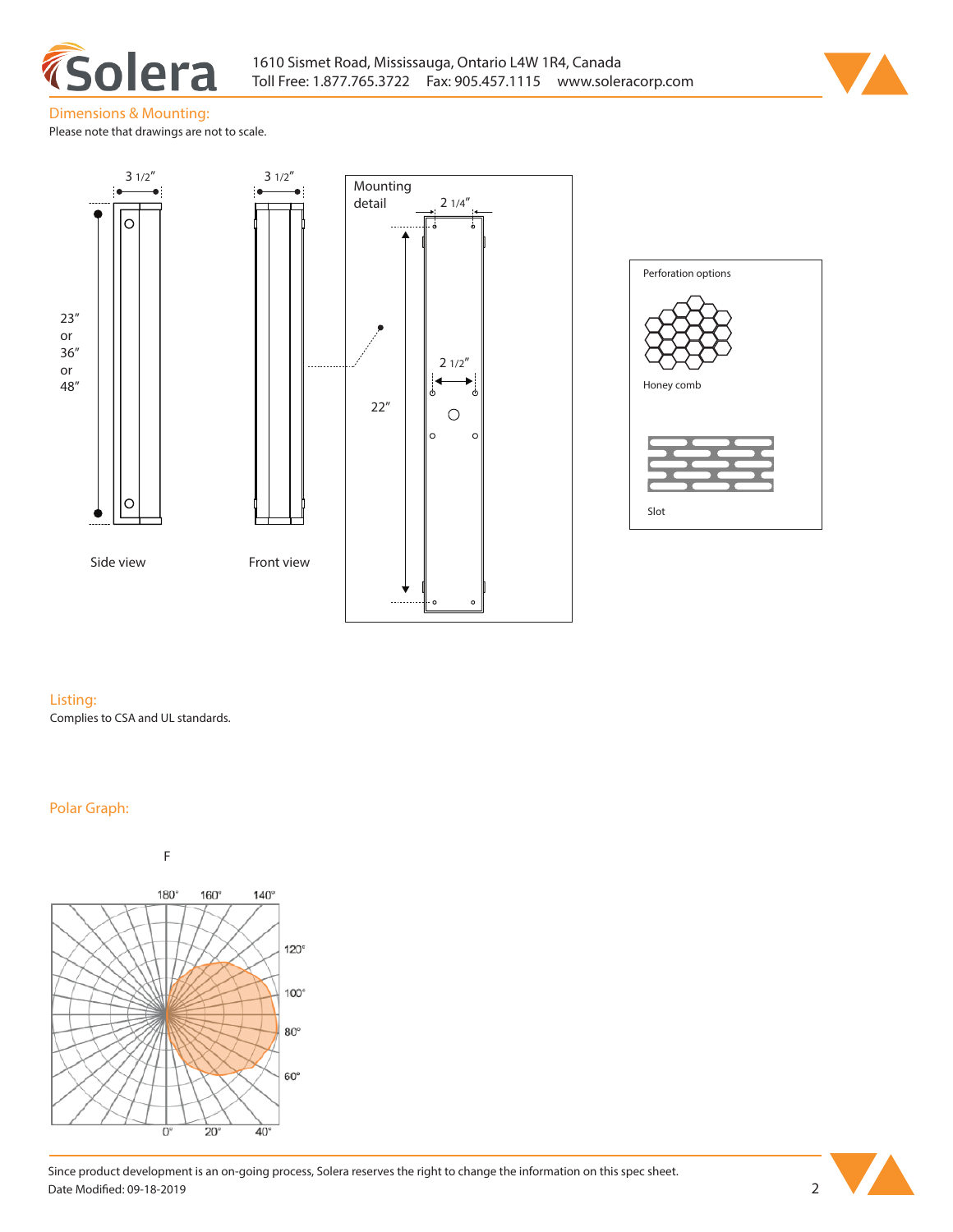## Dimensions & Mounting:

Please note that drawings are not to scale.

3 1/2″

23″
or
36″
or
48″

Side view

3 1/2″

Front view

Mounting detail

2 1/4″

2 1/2″

22″

Perforation options

Honey comb

Slot

## Listing:

Complies to CSA and UL standards.

## Polar Graph:

F

180° 160° 140°

120°

100°

80°

60°

0° 20° 40°

Since product development is an on-going process, Solera reserves the right to change the information on this spec sheet.
Date Modified: 09-18-2019